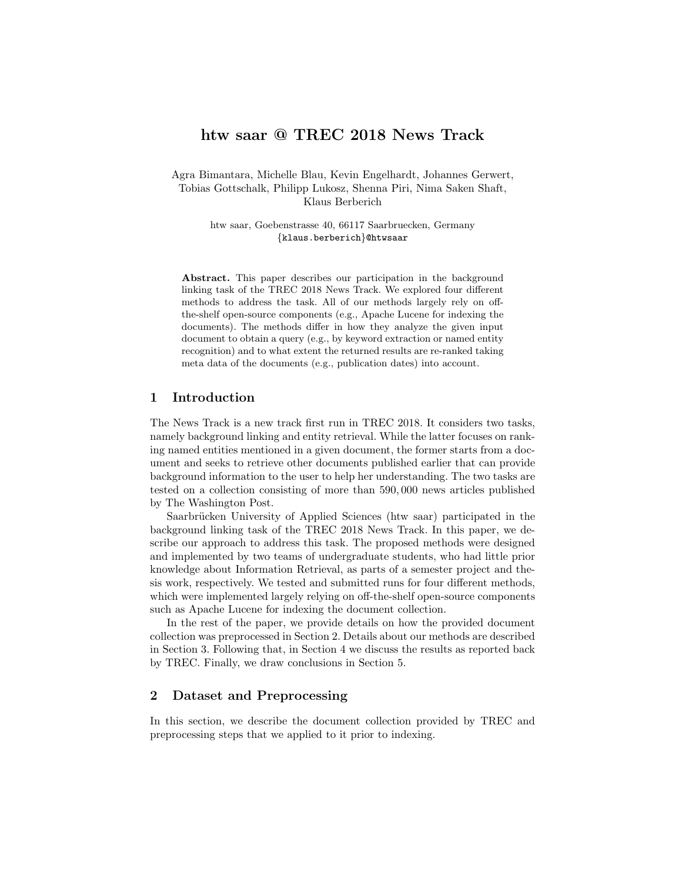# htw saar @ TREC 2018 News Track

Agra Bimantara, Michelle Blau, Kevin Engelhardt, Johannes Gerwert, Tobias Gottschalk, Philipp Lukosz, Shenna Piri, Nima Saken Shaft, Klaus Berberich

htw saar, Goebenstrasse 40, 66117 Saarbruecken, Germany
{klaus.berberich}@htwsaar

**Abstract.** This paper describes our participation in the background linking task of the TREC 2018 News Track. We explored four different methods to address the task. All of our methods largely rely on off-the-shelf open-source components (e.g., Apache Lucene for indexing the documents). The methods differ in how they analyze the given input document to obtain a query (e.g., by keyword extraction or named entity recognition) and to what extent the returned results are re-ranked taking meta data of the documents (e.g., publication dates) into account.

## 1 Introduction

The News Track is a new track first run in TREC 2018. It considers two tasks, namely background linking and entity retrieval. While the latter focuses on ranking named entities mentioned in a given document, the former starts from a document and seeks to retrieve other documents published earlier that can provide background information to the user to help her understanding. The two tasks are tested on a collection consisting of more than 590,000 news articles published by The Washington Post.

Saarbrücken University of Applied Sciences (htw saar) participated in the background linking task of the TREC 2018 News Track. In this paper, we describe our approach to address this task. The proposed methods were designed and implemented by two teams of undergraduate students, who had little prior knowledge about Information Retrieval, as parts of a semester project and thesis work, respectively. We tested and submitted runs for four different methods, which were implemented largely relying on off-the-shelf open-source components such as Apache Lucene for indexing the document collection.

In the rest of the paper, we provide details on how the provided document collection was preprocessed in Section 2. Details about our methods are described in Section 3. Following that, in Section 4 we discuss the results as reported back by TREC. Finally, we draw conclusions in Section 5.

## 2 Dataset and Preprocessing

In this section, we describe the document collection provided by TREC and preprocessing steps that we applied to it prior to indexing.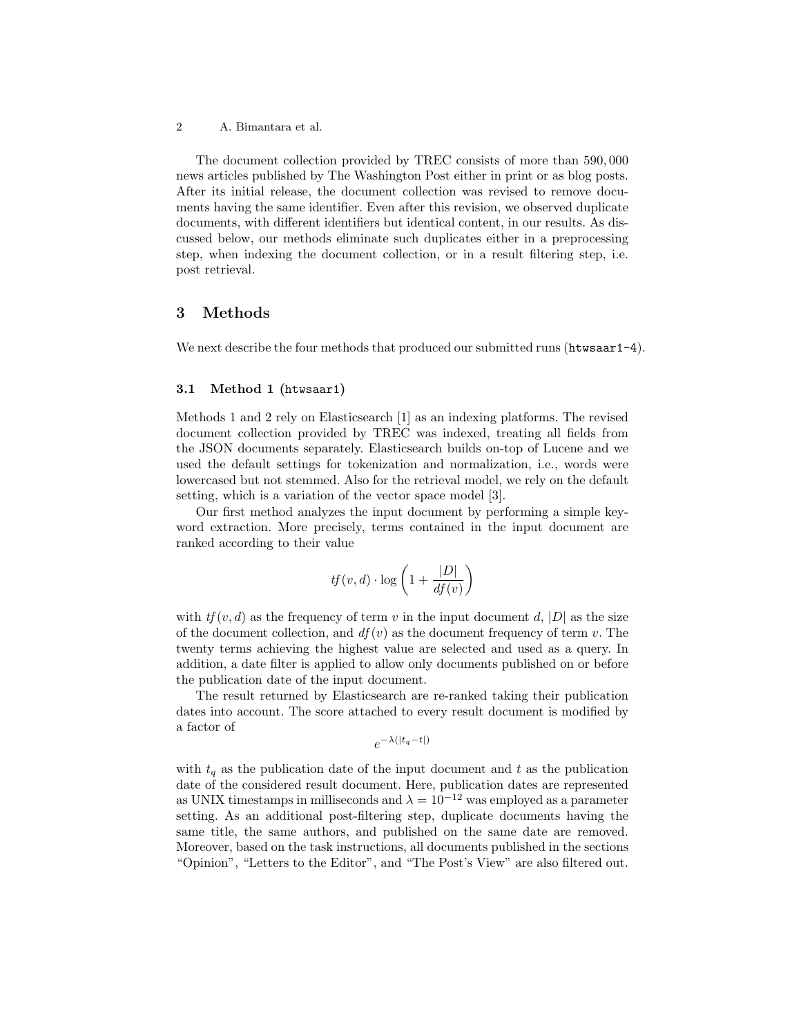The document collection provided by TREC consists of more than 590,000 news articles published by The Washington Post either in print or as blog posts. After its initial release, the document collection was revised to remove documents having the same identifier. Even after this revision, we observed duplicate documents, with different identifiers but identical content, in our results. As discussed below, our methods eliminate such duplicates either in a preprocessing step, when indexing the document collection, or in a result filtering step, i.e. post retrieval.

## 3 Methods

We next describe the four methods that produced our submitted runs (`htwsaar1-4`).

### 3.1 Method 1 (`htwsaar1`)

Methods 1 and 2 rely on Elasticsearch [1] as an indexing platforms. The revised document collection provided by TREC was indexed, treating all fields from the JSON documents separately. Elasticsearch builds on-top of Lucene and we used the default settings for tokenization and normalization, i.e., words were lowercased but not stemmed. Also for the retrieval model, we rely on the default setting, which is a variation of the vector space model [3].

Our first method analyzes the input document by performing a simple keyword extraction. More precisely, terms contained in the input document are ranked according to their value

$$tf(v, d) \cdot \log \left( 1 + \frac{|D|}{df(v)} \right)$$

with $tf(v, d)$ as the frequency of term $v$ in the input document $d$, $|D|$ as the size of the document collection, and $df(v)$ as the document frequency of term $v$. The twenty terms achieving the highest value are selected and used as a query. In addition, a date filter is applied to allow only documents published on or before the publication date of the input document.

The result returned by Elasticsearch are re-ranked taking their publication dates into account. The score attached to every result document is modified by a factor of

$$e^{-\lambda(|t_q - t|)}$$

with $t_q$ as the publication date of the input document and $t$ as the publication date of the considered result document. Here, publication dates are represented as UNIX timestamps in milliseconds and $\lambda = 10^{-12}$ was employed as a parameter setting. As an additional post-filtering step, duplicate documents having the same title, the same authors, and published on the same date are removed. Moreover, based on the task instructions, all documents published in the sections "Opinion", "Letters to the Editor", and "The Post's View" are also filtered out.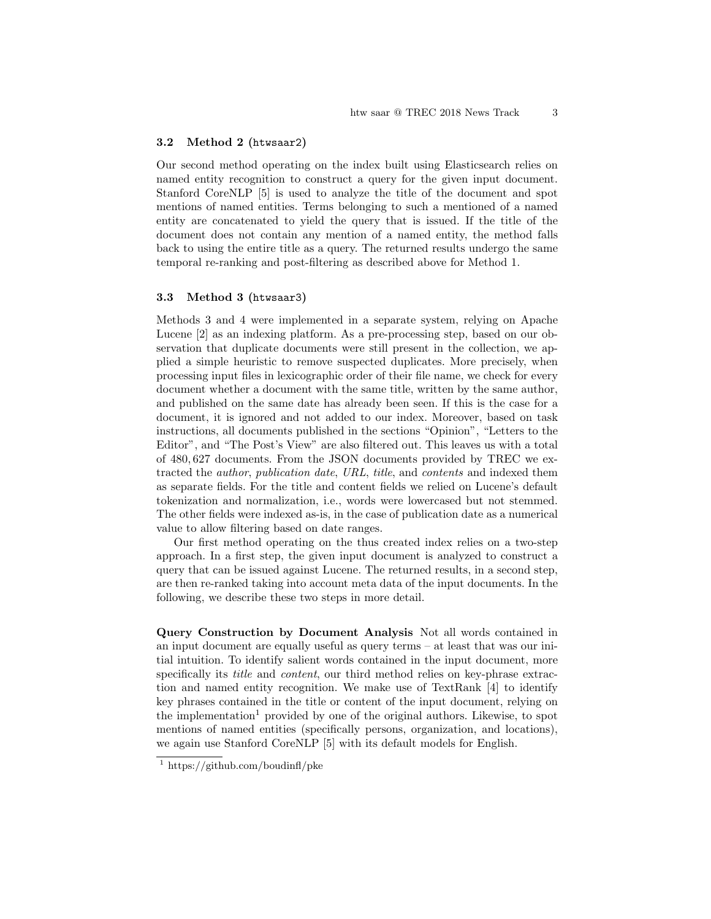### 3.2 Method 2 (`htwsaar2`)

Our second method operating on the index built using Elasticsearch relies on named entity recognition to construct a query for the given input document. Stanford CoreNLP [5] is used to analyze the title of the document and spot mentions of named entities. Terms belonging to such a mentioned of a named entity are concatenated to yield the query that is issued. If the title of the document does not contain any mention of a named entity, the method falls back to using the entire title as a query. The returned results undergo the same temporal re-ranking and post-filtering as described above for Method 1.

### 3.3 Method 3 (`htwsaar3`)

Methods 3 and 4 were implemented in a separate system, relying on Apache Lucene [2] as an indexing platform. As a pre-processing step, based on our observation that duplicate documents were still present in the collection, we applied a simple heuristic to remove suspected duplicates. More precisely, when processing input files in lexicographic order of their file name, we check for every document whether a document with the same title, written by the same author, and published on the same date has already been seen. If this is the case for a document, it is ignored and not added to our index. Moreover, based on task instructions, all documents published in the sections "Opinion", "Letters to the Editor", and "The Post's View" are also filtered out. This leaves us with a total of 480,627 documents. From the JSON documents provided by TREC we extracted the *author*, *publication date*, *URL*, *title*, and *contents* and indexed them as separate fields. For the title and content fields we relied on Lucene's default tokenization and normalization, i.e., words were lowercased but not stemmed. The other fields were indexed as-is, in the case of publication date as a numerical value to allow filtering based on date ranges.

Our first method operating on the thus created index relies on a two-step approach. In a first step, the given input document is analyzed to construct a query that can be issued against Lucene. The returned results, in a second step, are then re-ranked taking into account meta data of the input documents. In the following, we describe these two steps in more detail.

**Query Construction by Document Analysis** Not all words contained in an input document are equally useful as query terms – at least that was our initial intuition. To identify salient words contained in the input document, more specifically its *title* and *content*, our third method relies on key-phrase extraction and named entity recognition. We make use of TextRank [4] to identify key phrases contained in the title or content of the input document, relying on the implementation[1] provided by one of the original authors. Likewise, to spot mentions of named entities (specifically persons, organization, and locations), we again use Stanford CoreNLP [5] with its default models for English.

[1] https://github.com/boudinfl/pke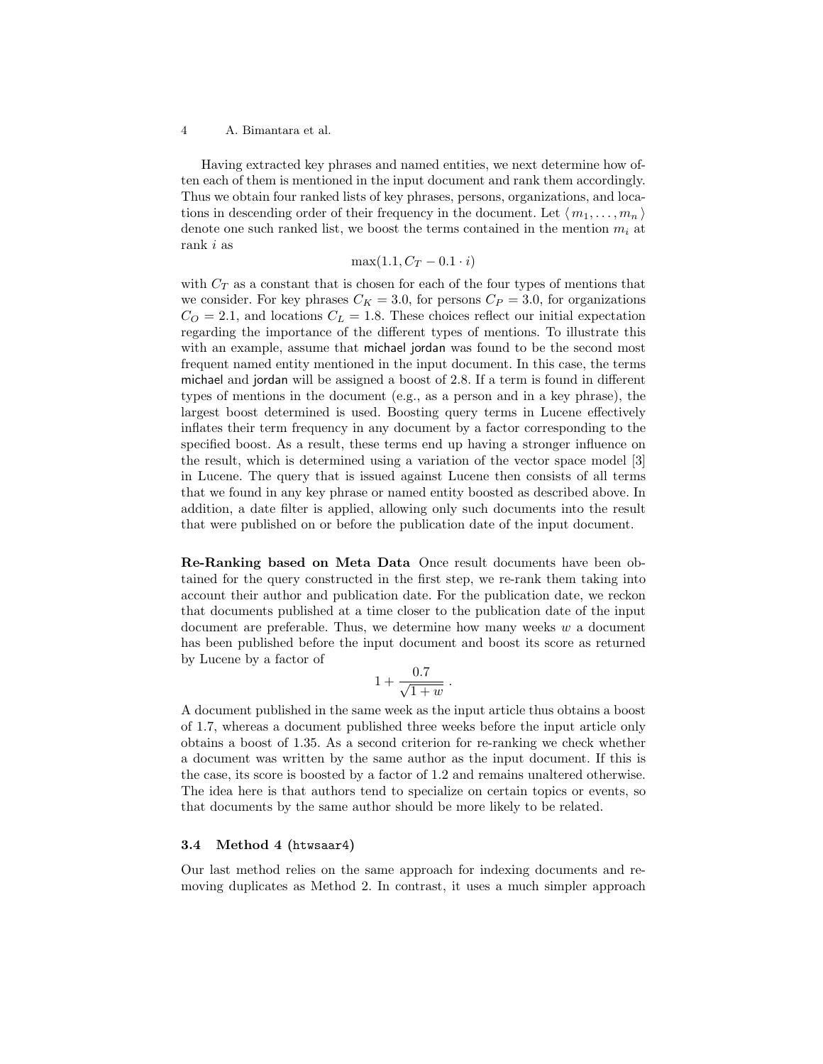Having extracted key phrases and named entities, we next determine how often each of them is mentioned in the input document and rank them accordingly. Thus we obtain four ranked lists of key phrases, persons, organizations, and locations in descending order of their frequency in the document. Let $\langle m_1, \ldots, m_n \rangle$ denote one such ranked list, we boost the terms contained in the mention $m_i$ at rank $i$ as

$$\max(1.1, C_T - 0.1 \cdot i)$$

with $C_T$ as a constant that is chosen for each of the four types of mentions that we consider. For key phrases $C_K = 3.0$, for persons $C_P = 3.0$, for organizations $C_O = 2.1$, and locations $C_L = 1.8$. These choices reflect our initial expectation regarding the importance of the different types of mentions. To illustrate this with an example, assume that michael jordan was found to be the second most frequent named entity mentioned in the input document. In this case, the terms michael and jordan will be assigned a boost of 2.8. If a term is found in different types of mentions in the document (e.g., as a person and in a key phrase), the largest boost determined is used. Boosting query terms in Lucene effectively inflates their term frequency in any document by a factor corresponding to the specified boost. As a result, these terms end up having a stronger influence on the result, which is determined using a variation of the vector space model [3] in Lucene. The query that is issued against Lucene then consists of all terms that we found in any key phrase or named entity boosted as described above. In addition, a date filter is applied, allowing only such documents into the result that were published on or before the publication date of the input document.

**Re-Ranking based on Meta Data** Once result documents have been obtained for the query constructed in the first step, we re-rank them taking into account their author and publication date. For the publication date, we reckon that documents published at a time closer to the publication date of the input document are preferable. Thus, we determine how many weeks $w$ a document has been published before the input document and boost its score as returned by Lucene by a factor of

$$1 + \frac{0.7}{\sqrt{1 + w}} \ .$$

A document published in the same week as the input article thus obtains a boost of 1.7, whereas a document published three weeks before the input article only obtains a boost of 1.35. As a second criterion for re-ranking we check whether a document was written by the same author as the input document. If this is the case, its score is boosted by a factor of 1.2 and remains unaltered otherwise. The idea here is that authors tend to specialize on certain topics or events, so that documents by the same author should be more likely to be related.

### 3.4 Method 4 (htwsaar4)

Our last method relies on the same approach for indexing documents and removing duplicates as Method 2. In contrast, it uses a much simpler approach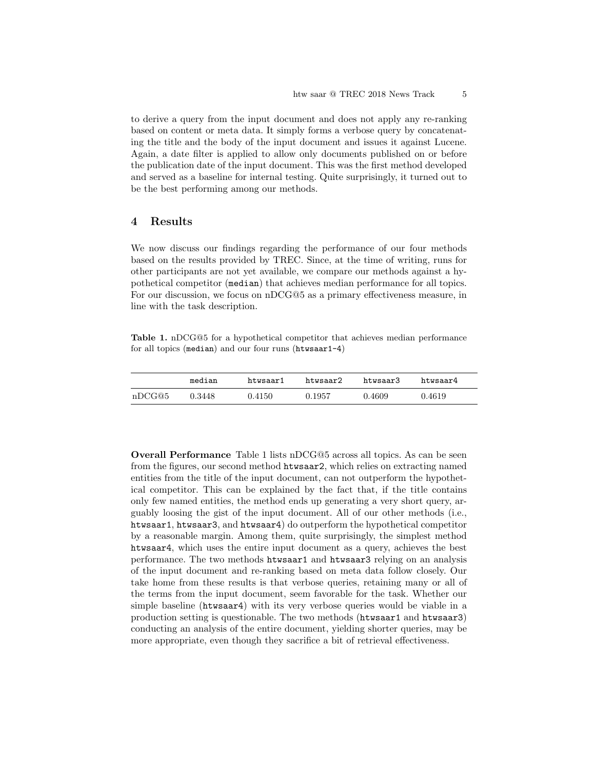to derive a query from the input document and does not apply any re-ranking based on content or meta data. It simply forms a verbose query by concatenating the title and the body of the input document and issues it against Lucene. Again, a date filter is applied to allow only documents published on or before the publication date of the input document. This was the first method developed and served as a baseline for internal testing. Quite surprisingly, it turned out to be the best performing among our methods.

## 4 Results

We now discuss our findings regarding the performance of our four methods based on the results provided by TREC. Since, at the time of writing, runs for other participants are not yet available, we compare our methods against a hypothetical competitor (`median`) that achieves median performance for all topics. For our discussion, we focus on nDCG@5 as a primary effectiveness measure, in line with the task description.

**Table 1.** nDCG@5 for a hypothetical competitor that achieves median performance for all topics (`median`) and our four runs (`htwsaar1-4`)

| | `median` | `htwsaar1` | `htwsaar2` | `htwsaar3` | `htwsaar4` |
|---|---|---|---|---|---|
| nDCG@5 | 0.3448 | 0.4150 | 0.1957 | 0.4609 | 0.4619 |

**Overall Performance** Table 1 lists nDCG@5 across all topics. As can be seen from the figures, our second method `htwsaar2`, which relies on extracting named entities from the title of the input document, can not outperform the hypothetical competitor. This can be explained by the fact that, if the title contains only few named entities, the method ends up generating a very short query, arguably loosing the gist of the input document. All of our other methods (i.e., `htwsaar1`, `htwsaar3`, and `htwsaar4`) do outperform the hypothetical competitor by a reasonable margin. Among them, quite surprisingly, the simplest method `htwsaar4`, which uses the entire input document as a query, achieves the best performance. The two methods `htwsaar1` and `htwsaar3` relying on an analysis of the input document and re-ranking based on meta data follow closely. Our take home from these results is that verbose queries, retaining many or all of the terms from the input document, seem favorable for the task. Whether our simple baseline (`htwsaar4`) with its very verbose queries would be viable in a production setting is questionable. The two methods (`htwsaar1` and `htwsaar3`) conducting an analysis of the entire document, yielding shorter queries, may be more appropriate, even though they sacrifice a bit of retrieval effectiveness.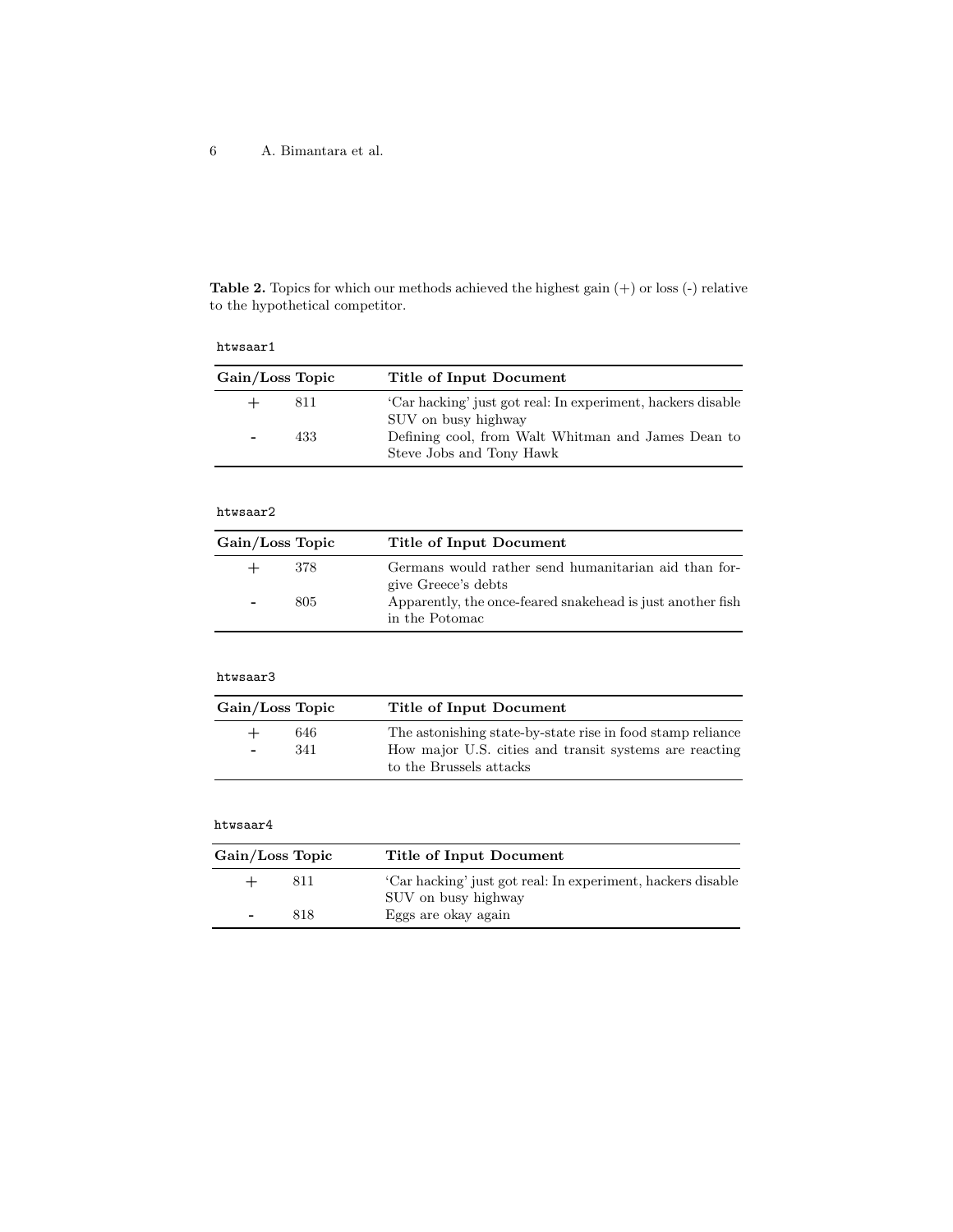**Table 2.** Topics for which our methods achieved the highest gain (+) or loss (-) relative to the hypothetical competitor.

`htwsaar1`

| Gain/Loss | Topic | Title of Input Document |
|---|---|---|
| + | 811 | 'Car hacking' just got real: In experiment, hackers disable SUV on busy highway |
| - | 433 | Defining cool, from Walt Whitman and James Dean to Steve Jobs and Tony Hawk |

`htwsaar2`

| Gain/Loss | Topic | Title of Input Document |
|---|---|---|
| + | 378 | Germans would rather send humanitarian aid than forgive Greece's debts |
| - | 805 | Apparently, the once-feared snakehead is just another fish in the Potomac |

`htwsaar3`

| Gain/Loss | Topic | Title of Input Document |
|---|---|---|
| + | 646 | The astonishing state-by-state rise in food stamp reliance |
| - | 341 | How major U.S. cities and transit systems are reacting to the Brussels attacks |

`htwsaar4`

| Gain/Loss | Topic | Title of Input Document |
|---|---|---|
| + | 811 | 'Car hacking' just got real: In experiment, hackers disable SUV on busy highway |
| - | 818 | Eggs are okay again |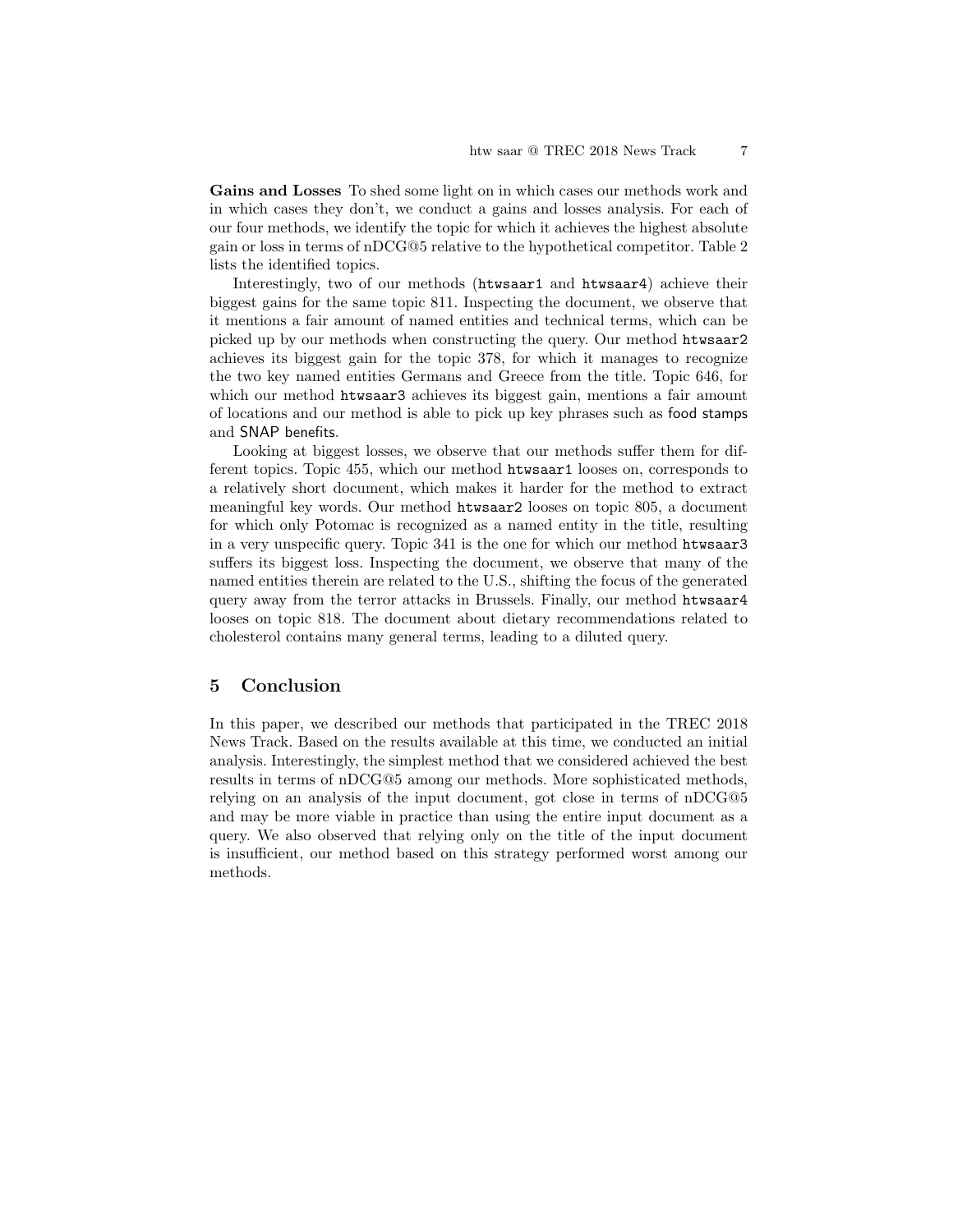**Gains and Losses** To shed some light on in which cases our methods work and in which cases they don't, we conduct a gains and losses analysis. For each of our four methods, we identify the topic for which it achieves the highest absolute gain or loss in terms of nDCG@5 relative to the hypothetical competitor. Table 2 lists the identified topics.

Interestingly, two of our methods (`htwsaar1` and `htwsaar4`) achieve their biggest gains for the same topic 811. Inspecting the document, we observe that it mentions a fair amount of named entities and technical terms, which can be picked up by our methods when constructing the query. Our method `htwsaar2` achieves its biggest gain for the topic 378, for which it manages to recognize the two key named entities Germans and Greece from the title. Topic 646, for which our method `htwsaar3` achieves its biggest gain, mentions a fair amount of locations and our method is able to pick up key phrases such as food stamps and SNAP benefits.

Looking at biggest losses, we observe that our methods suffer them for different topics. Topic 455, which our method `htwsaar1` looses on, corresponds to a relatively short document, which makes it harder for the method to extract meaningful key words. Our method `htwsaar2` looses on topic 805, a document for which only Potomac is recognized as a named entity in the title, resulting in a very unspecific query. Topic 341 is the one for which our method `htwsaar3` suffers its biggest loss. Inspecting the document, we observe that many of the named entities therein are related to the U.S., shifting the focus of the generated query away from the terror attacks in Brussels. Finally, our method `htwsaar4` looses on topic 818. The document about dietary recommendations related to cholesterol contains many general terms, leading to a diluted query.

## 5 Conclusion

In this paper, we described our methods that participated in the TREC 2018 News Track. Based on the results available at this time, we conducted an initial analysis. Interestingly, the simplest method that we considered achieved the best results in terms of nDCG@5 among our methods. More sophisticated methods, relying on an analysis of the input document, got close in terms of nDCG@5 and may be more viable in practice than using the entire input document as a query. We also observed that relying only on the title of the input document is insufficient, our method based on this strategy performed worst among our methods.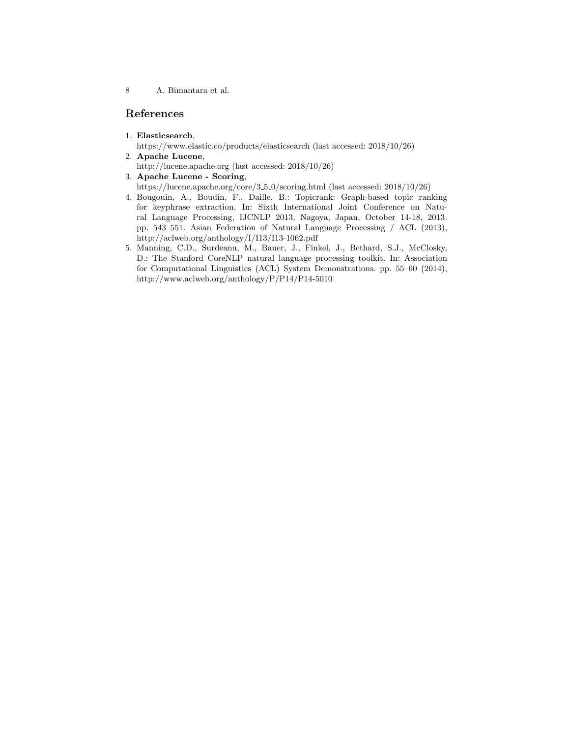## References

1. **Elasticsearch**,
   https://www.elastic.co/products/elasticsearch (last accessed: 2018/10/26)
2. **Apache Lucene**,
   http://lucene.apache.org (last accessed: 2018/10/26)
3. **Apache Lucene - Scoring**,
   https://lucene.apache.org/core/3_5_0/scoring.html (last accessed: 2018/10/26)
4. Bougouin, A., Boudin, F., Daille, B.: Topicrank: Graph-based topic ranking for keyphrase extraction. In: Sixth International Joint Conference on Natural Language Processing, IJCNLP 2013, Nagoya, Japan, October 14-18, 2013. pp. 543–551. Asian Federation of Natural Language Processing / ACL (2013), http://aclweb.org/anthology/I/I13/I13-1062.pdf
5. Manning, C.D., Surdeanu, M., Bauer, J., Finkel, J., Bethard, S.J., McClosky, D.: The Stanford CoreNLP natural language processing toolkit. In: Association for Computational Linguistics (ACL) System Demonstrations. pp. 55–60 (2014), http://www.aclweb.org/anthology/P/P14/P14-5010